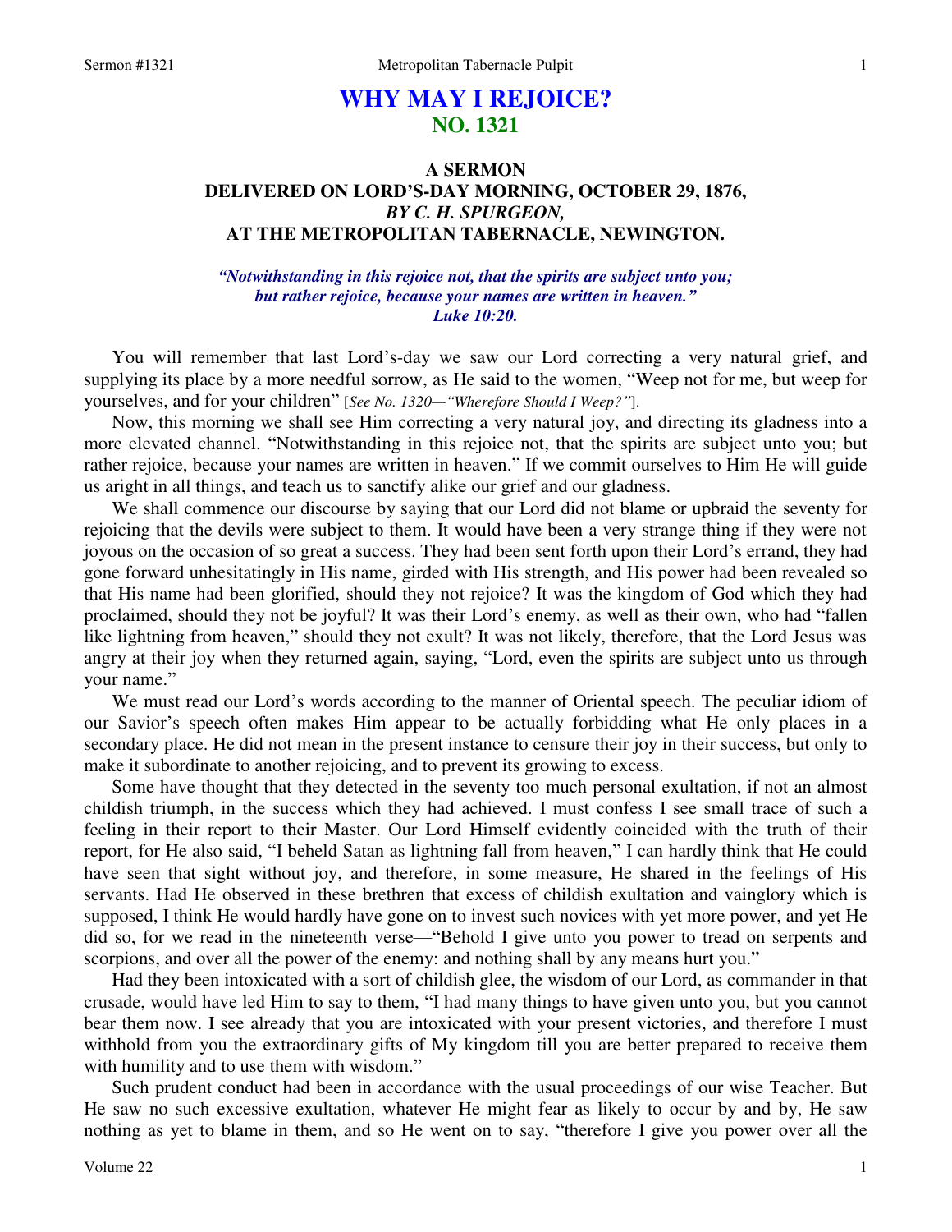# WHY MAY I REJOICE?
## NO. 1321

### A SERMON
### DELIVERED ON LORD'S-DAY MORNING, OCTOBER 29, 1876,
### *BY C. H. SPURGEON,*
### AT THE METROPOLITAN TABERNACLE, NEWINGTON.

***"Notwithstanding in this rejoice not, that the spirits are subject unto you; but rather rejoice, because your names are written in heaven." Luke 10:20.***

You will remember that last Lord's-day we saw our Lord correcting a very natural grief, and supplying its place by a more needful sorrow, as He said to the women, "Weep not for me, but weep for yourselves, and for your children" [*See No. 1320—"Wherefore Should I Weep?"*].

Now, this morning we shall see Him correcting a very natural joy, and directing its gladness into a more elevated channel. "Notwithstanding in this rejoice not, that the spirits are subject unto you; but rather rejoice, because your names are written in heaven." If we commit ourselves to Him He will guide us aright in all things, and teach us to sanctify alike our grief and our gladness.

We shall commence our discourse by saying that our Lord did not blame or upbraid the seventy for rejoicing that the devils were subject to them. It would have been a very strange thing if they were not joyous on the occasion of so great a success. They had been sent forth upon their Lord's errand, they had gone forward unhesitatingly in His name, girded with His strength, and His power had been revealed so that His name had been glorified, should they not rejoice? It was the kingdom of God which they had proclaimed, should they not be joyful? It was their Lord's enemy, as well as their own, who had "fallen like lightning from heaven," should they not exult? It was not likely, therefore, that the Lord Jesus was angry at their joy when they returned again, saying, "Lord, even the spirits are subject unto us through your name."

We must read our Lord's words according to the manner of Oriental speech. The peculiar idiom of our Savior's speech often makes Him appear to be actually forbidding what He only places in a secondary place. He did not mean in the present instance to censure their joy in their success, but only to make it subordinate to another rejoicing, and to prevent its growing to excess.

Some have thought that they detected in the seventy too much personal exultation, if not an almost childish triumph, in the success which they had achieved. I must confess I see small trace of such a feeling in their report to their Master. Our Lord Himself evidently coincided with the truth of their report, for He also said, "I beheld Satan as lightning fall from heaven," I can hardly think that He could have seen that sight without joy, and therefore, in some measure, He shared in the feelings of His servants. Had He observed in these brethren that excess of childish exultation and vainglory which is supposed, I think He would hardly have gone on to invest such novices with yet more power, and yet He did so, for we read in the nineteenth verse—"Behold I give unto you power to tread on serpents and scorpions, and over all the power of the enemy: and nothing shall by any means hurt you."

Had they been intoxicated with a sort of childish glee, the wisdom of our Lord, as commander in that crusade, would have led Him to say to them, "I had many things to have given unto you, but you cannot bear them now. I see already that you are intoxicated with your present victories, and therefore I must withhold from you the extraordinary gifts of My kingdom till you are better prepared to receive them with humility and to use them with wisdom."

Such prudent conduct had been in accordance with the usual proceedings of our wise Teacher. But He saw no such excessive exultation, whatever He might fear as likely to occur by and by, He saw nothing as yet to blame in them, and so He went on to say, "therefore I give you power over all the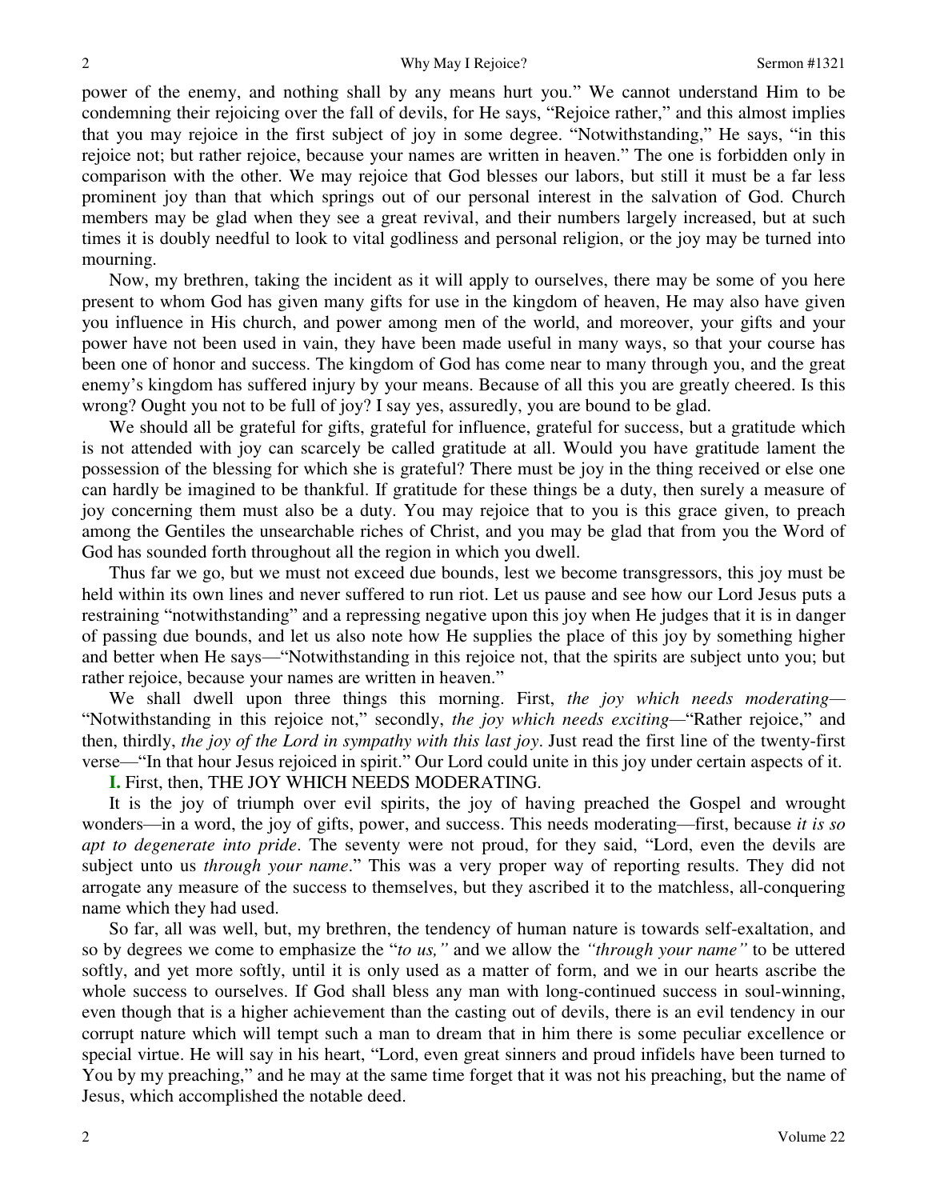power of the enemy, and nothing shall by any means hurt you." We cannot understand Him to be condemning their rejoicing over the fall of devils, for He says, "Rejoice rather," and this almost implies that you may rejoice in the first subject of joy in some degree. "Notwithstanding," He says, "in this rejoice not; but rather rejoice, because your names are written in heaven." The one is forbidden only in comparison with the other. We may rejoice that God blesses our labors, but still it must be a far less prominent joy than that which springs out of our personal interest in the salvation of God. Church members may be glad when they see a great revival, and their numbers largely increased, but at such times it is doubly needful to look to vital godliness and personal religion, or the joy may be turned into mourning.

Now, my brethren, taking the incident as it will apply to ourselves, there may be some of you here present to whom God has given many gifts for use in the kingdom of heaven, He may also have given you influence in His church, and power among men of the world, and moreover, your gifts and your power have not been used in vain, they have been made useful in many ways, so that your course has been one of honor and success. The kingdom of God has come near to many through you, and the great enemy's kingdom has suffered injury by your means. Because of all this you are greatly cheered. Is this wrong? Ought you not to be full of joy? I say yes, assuredly, you are bound to be glad.

We should all be grateful for gifts, grateful for influence, grateful for success, but a gratitude which is not attended with joy can scarcely be called gratitude at all. Would you have gratitude lament the possession of the blessing for which she is grateful? There must be joy in the thing received or else one can hardly be imagined to be thankful. If gratitude for these things be a duty, then surely a measure of joy concerning them must also be a duty. You may rejoice that to you is this grace given, to preach among the Gentiles the unsearchable riches of Christ, and you may be glad that from you the Word of God has sounded forth throughout all the region in which you dwell.

Thus far we go, but we must not exceed due bounds, lest we become transgressors, this joy must be held within its own lines and never suffered to run riot. Let us pause and see how our Lord Jesus puts a restraining "notwithstanding" and a repressing negative upon this joy when He judges that it is in danger of passing due bounds, and let us also note how He supplies the place of this joy by something higher and better when He says—"Notwithstanding in this rejoice not, that the spirits are subject unto you; but rather rejoice, because your names are written in heaven."

We shall dwell upon three things this morning. First, *the joy which needs moderating*—"Notwithstanding in this rejoice not," secondly, *the joy which needs exciting*—"Rather rejoice," and then, thirdly, *the joy of the Lord in sympathy with this last joy*. Just read the first line of the twenty-first verse—"In that hour Jesus rejoiced in spirit." Our Lord could unite in this joy under certain aspects of it.

**I.** First, then, THE JOY WHICH NEEDS MODERATING.

It is the joy of triumph over evil spirits, the joy of having preached the Gospel and wrought wonders—in a word, the joy of gifts, power, and success. This needs moderating—first, because *it is so apt to degenerate into pride*. The seventy were not proud, for they said, "Lord, even the devils are subject unto us *through your name*." This was a very proper way of reporting results. They did not arrogate any measure of the success to themselves, but they ascribed it to the matchless, all-conquering name which they had used.

So far, all was well, but, my brethren, the tendency of human nature is towards self-exaltation, and so by degrees we come to emphasize the "*to us,"* and we allow the *"through your name"* to be uttered softly, and yet more softly, until it is only used as a matter of form, and we in our hearts ascribe the whole success to ourselves. If God shall bless any man with long-continued success in soul-winning, even though that is a higher achievement than the casting out of devils, there is an evil tendency in our corrupt nature which will tempt such a man to dream that in him there is some peculiar excellence or special virtue. He will say in his heart, "Lord, even great sinners and proud infidels have been turned to You by my preaching," and he may at the same time forget that it was not his preaching, but the name of Jesus, which accomplished the notable deed.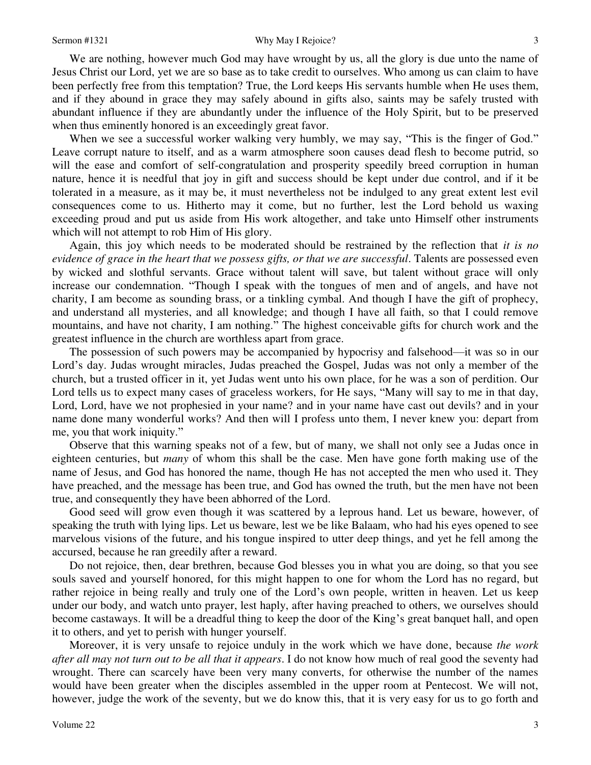We are nothing, however much God may have wrought by us, all the glory is due unto the name of Jesus Christ our Lord, yet we are so base as to take credit to ourselves. Who among us can claim to have been perfectly free from this temptation? True, the Lord keeps His servants humble when He uses them, and if they abound in grace they may safely abound in gifts also, saints may be safely trusted with abundant influence if they are abundantly under the influence of the Holy Spirit, but to be preserved when thus eminently honored is an exceedingly great favor.

When we see a successful worker walking very humbly, we may say, "This is the finger of God." Leave corrupt nature to itself, and as a warm atmosphere soon causes dead flesh to become putrid, so will the ease and comfort of self-congratulation and prosperity speedily breed corruption in human nature, hence it is needful that joy in gift and success should be kept under due control, and if it be tolerated in a measure, as it may be, it must nevertheless not be indulged to any great extent lest evil consequences come to us. Hitherto may it come, but no further, lest the Lord behold us waxing exceeding proud and put us aside from His work altogether, and take unto Himself other instruments which will not attempt to rob Him of His glory.

Again, this joy which needs to be moderated should be restrained by the reflection that *it is no evidence of grace in the heart that we possess gifts, or that we are successful*. Talents are possessed even by wicked and slothful servants. Grace without talent will save, but talent without grace will only increase our condemnation. "Though I speak with the tongues of men and of angels, and have not charity, I am become as sounding brass, or a tinkling cymbal. And though I have the gift of prophecy, and understand all mysteries, and all knowledge; and though I have all faith, so that I could remove mountains, and have not charity, I am nothing." The highest conceivable gifts for church work and the greatest influence in the church are worthless apart from grace.

The possession of such powers may be accompanied by hypocrisy and falsehood—it was so in our Lord's day. Judas wrought miracles, Judas preached the Gospel, Judas was not only a member of the church, but a trusted officer in it, yet Judas went unto his own place, for he was a son of perdition. Our Lord tells us to expect many cases of graceless workers, for He says, "Many will say to me in that day, Lord, Lord, have we not prophesied in your name? and in your name have cast out devils? and in your name done many wonderful works? And then will I profess unto them, I never knew you: depart from me, you that work iniquity."

Observe that this warning speaks not of a few, but of many, we shall not only see a Judas once in eighteen centuries, but *many* of whom this shall be the case. Men have gone forth making use of the name of Jesus, and God has honored the name, though He has not accepted the men who used it. They have preached, and the message has been true, and God has owned the truth, but the men have not been true, and consequently they have been abhorred of the Lord.

Good seed will grow even though it was scattered by a leprous hand. Let us beware, however, of speaking the truth with lying lips. Let us beware, lest we be like Balaam, who had his eyes opened to see marvelous visions of the future, and his tongue inspired to utter deep things, and yet he fell among the accursed, because he ran greedily after a reward.

Do not rejoice, then, dear brethren, because God blesses you in what you are doing, so that you see souls saved and yourself honored, for this might happen to one for whom the Lord has no regard, but rather rejoice in being really and truly one of the Lord's own people, written in heaven. Let us keep under our body, and watch unto prayer, lest haply, after having preached to others, we ourselves should become castaways. It will be a dreadful thing to keep the door of the King's great banquet hall, and open it to others, and yet to perish with hunger yourself.

Moreover, it is very unsafe to rejoice unduly in the work which we have done, because *the work after all may not turn out to be all that it appears*. I do not know how much of real good the seventy had wrought. There can scarcely have been very many converts, for otherwise the number of the names would have been greater when the disciples assembled in the upper room at Pentecost. We will not, however, judge the work of the seventy, but we do know this, that it is very easy for us to go forth and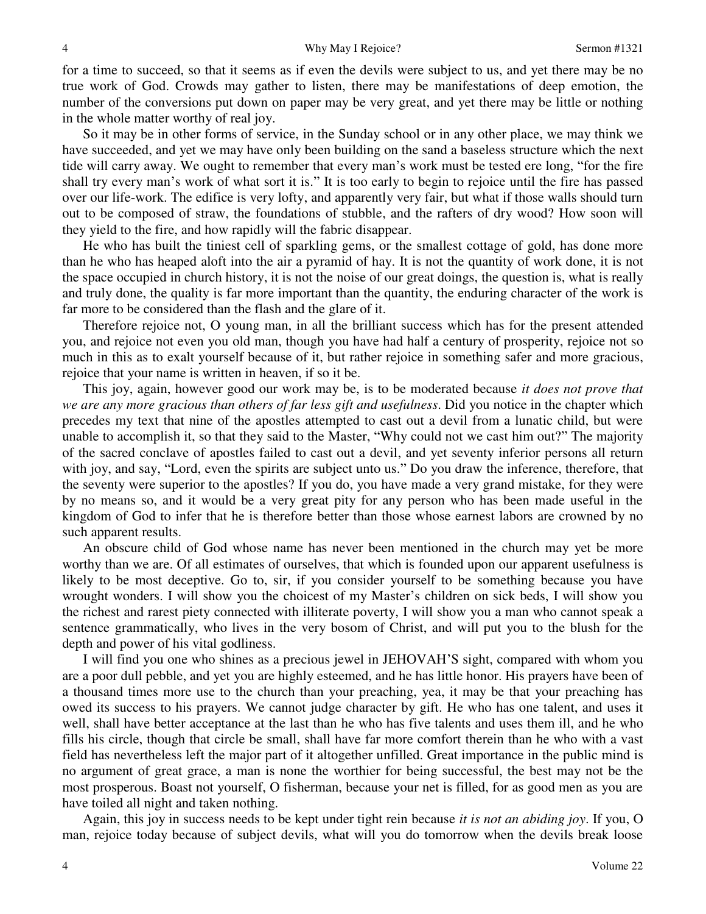for a time to succeed, so that it seems as if even the devils were subject to us, and yet there may be no true work of God. Crowds may gather to listen, there may be manifestations of deep emotion, the number of the conversions put down on paper may be very great, and yet there may be little or nothing in the whole matter worthy of real joy.

So it may be in other forms of service, in the Sunday school or in any other place, we may think we have succeeded, and yet we may have only been building on the sand a baseless structure which the next tide will carry away. We ought to remember that every man's work must be tested ere long, "for the fire shall try every man's work of what sort it is." It is too early to begin to rejoice until the fire has passed over our life-work. The edifice is very lofty, and apparently very fair, but what if those walls should turn out to be composed of straw, the foundations of stubble, and the rafters of dry wood? How soon will they yield to the fire, and how rapidly will the fabric disappear.

He who has built the tiniest cell of sparkling gems, or the smallest cottage of gold, has done more than he who has heaped aloft into the air a pyramid of hay. It is not the quantity of work done, it is not the space occupied in church history, it is not the noise of our great doings, the question is, what is really and truly done, the quality is far more important than the quantity, the enduring character of the work is far more to be considered than the flash and the glare of it.

Therefore rejoice not, O young man, in all the brilliant success which has for the present attended you, and rejoice not even you old man, though you have had half a century of prosperity, rejoice not so much in this as to exalt yourself because of it, but rather rejoice in something safer and more gracious, rejoice that your name is written in heaven, if so it be.

This joy, again, however good our work may be, is to be moderated because *it does not prove that we are any more gracious than others of far less gift and usefulness*. Did you notice in the chapter which precedes my text that nine of the apostles attempted to cast out a devil from a lunatic child, but were unable to accomplish it, so that they said to the Master, "Why could not we cast him out?" The majority of the sacred conclave of apostles failed to cast out a devil, and yet seventy inferior persons all return with joy, and say, "Lord, even the spirits are subject unto us." Do you draw the inference, therefore, that the seventy were superior to the apostles? If you do, you have made a very grand mistake, for they were by no means so, and it would be a very great pity for any person who has been made useful in the kingdom of God to infer that he is therefore better than those whose earnest labors are crowned by no such apparent results.

An obscure child of God whose name has never been mentioned in the church may yet be more worthy than we are. Of all estimates of ourselves, that which is founded upon our apparent usefulness is likely to be most deceptive. Go to, sir, if you consider yourself to be something because you have wrought wonders. I will show you the choicest of my Master's children on sick beds, I will show you the richest and rarest piety connected with illiterate poverty, I will show you a man who cannot speak a sentence grammatically, who lives in the very bosom of Christ, and will put you to the blush for the depth and power of his vital godliness.

I will find you one who shines as a precious jewel in JEHOVAH'S sight, compared with whom you are a poor dull pebble, and yet you are highly esteemed, and he has little honor. His prayers have been of a thousand times more use to the church than your preaching, yea, it may be that your preaching has owed its success to his prayers. We cannot judge character by gift. He who has one talent, and uses it well, shall have better acceptance at the last than he who has five talents and uses them ill, and he who fills his circle, though that circle be small, shall have far more comfort therein than he who with a vast field has nevertheless left the major part of it altogether unfilled. Great importance in the public mind is no argument of great grace, a man is none the worthier for being successful, the best may not be the most prosperous. Boast not yourself, O fisherman, because your net is filled, for as good men as you are have toiled all night and taken nothing.

Again, this joy in success needs to be kept under tight rein because *it is not an abiding joy*. If you, O man, rejoice today because of subject devils, what will you do tomorrow when the devils break loose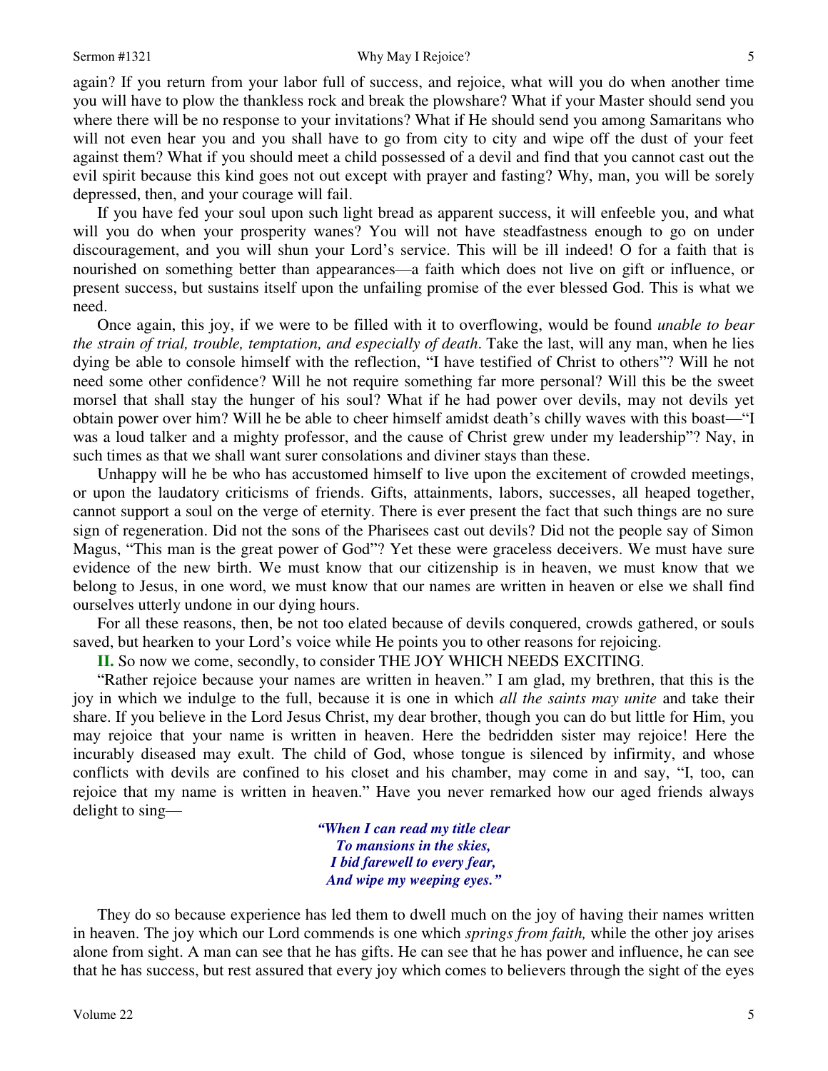again? If you return from your labor full of success, and rejoice, what will you do when another time you will have to plow the thankless rock and break the plowshare? What if your Master should send you where there will be no response to your invitations? What if He should send you among Samaritans who will not even hear you and you shall have to go from city to city and wipe off the dust of your feet against them? What if you should meet a child possessed of a devil and find that you cannot cast out the evil spirit because this kind goes not out except with prayer and fasting? Why, man, you will be sorely depressed, then, and your courage will fail.

If you have fed your soul upon such light bread as apparent success, it will enfeeble you, and what will you do when your prosperity wanes? You will not have steadfastness enough to go on under discouragement, and you will shun your Lord's service. This will be ill indeed! O for a faith that is nourished on something better than appearances—a faith which does not live on gift or influence, or present success, but sustains itself upon the unfailing promise of the ever blessed God. This is what we need.

Once again, this joy, if we were to be filled with it to overflowing, would be found *unable to bear the strain of trial, trouble, temptation, and especially of death*. Take the last, will any man, when he lies dying be able to console himself with the reflection, "I have testified of Christ to others"? Will he not need some other confidence? Will he not require something far more personal? Will this be the sweet morsel that shall stay the hunger of his soul? What if he had power over devils, may not devils yet obtain power over him? Will he be able to cheer himself amidst death's chilly waves with this boast—"I was a loud talker and a mighty professor, and the cause of Christ grew under my leadership"? Nay, in such times as that we shall want surer consolations and diviner stays than these.

Unhappy will he be who has accustomed himself to live upon the excitement of crowded meetings, or upon the laudatory criticisms of friends. Gifts, attainments, labors, successes, all heaped together, cannot support a soul on the verge of eternity. There is ever present the fact that such things are no sure sign of regeneration. Did not the sons of the Pharisees cast out devils? Did not the people say of Simon Magus, "This man is the great power of God"? Yet these were graceless deceivers. We must have sure evidence of the new birth. We must know that our citizenship is in heaven, we must know that we belong to Jesus, in one word, we must know that our names are written in heaven or else we shall find ourselves utterly undone in our dying hours.

For all these reasons, then, be not too elated because of devils conquered, crowds gathered, or souls saved, but hearken to your Lord's voice while He points you to other reasons for rejoicing.

**II.** So now we come, secondly, to consider THE JOY WHICH NEEDS EXCITING.

"Rather rejoice because your names are written in heaven." I am glad, my brethren, that this is the joy in which we indulge to the full, because it is one in which *all the saints may unite* and take their share. If you believe in the Lord Jesus Christ, my dear brother, though you can do but little for Him, you may rejoice that your name is written in heaven. Here the bedridden sister may rejoice! Here the incurably diseased may exult. The child of God, whose tongue is silenced by infirmity, and whose conflicts with devils are confined to his closet and his chamber, may come in and say, "I, too, can rejoice that my name is written in heaven." Have you never remarked how our aged friends always delight to sing—

> ***"When I can read my title clear***
> ***To mansions in the skies,***
> ***I bid farewell to every fear,***
> ***And wipe my weeping eyes."***

They do so because experience has led them to dwell much on the joy of having their names written in heaven. The joy which our Lord commends is one which *springs from faith,* while the other joy arises alone from sight. A man can see that he has gifts. He can see that he has power and influence, he can see that he has success, but rest assured that every joy which comes to believers through the sight of the eyes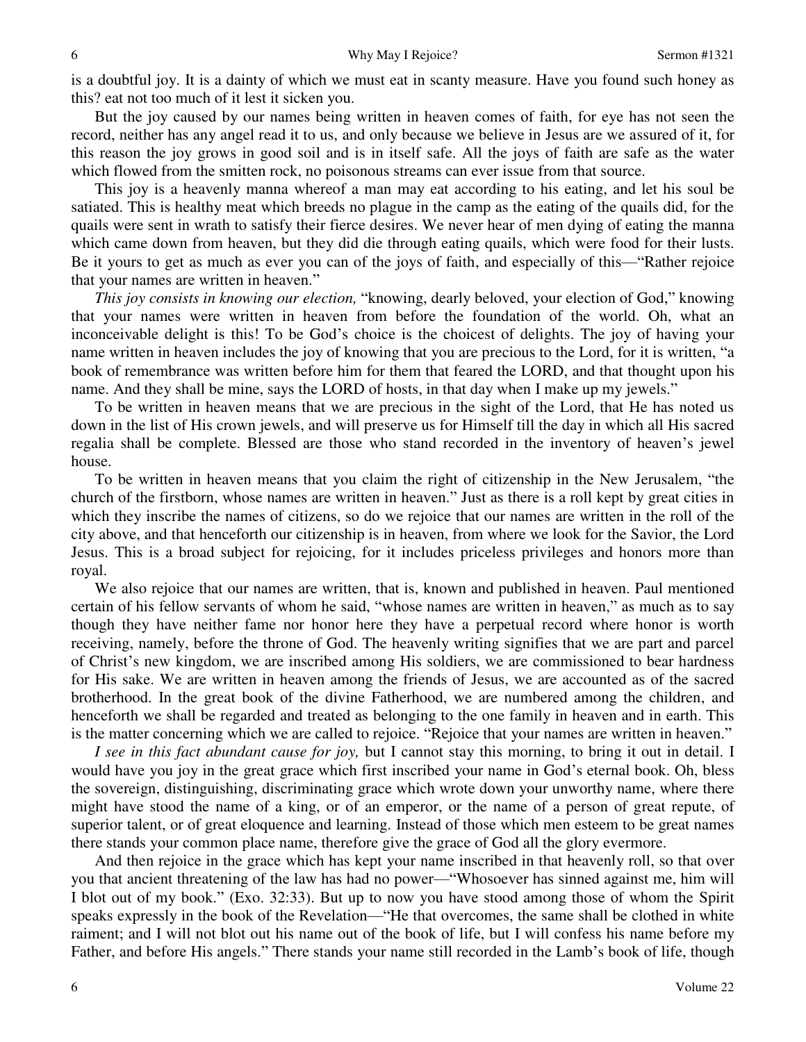is a doubtful joy. It is a dainty of which we must eat in scanty measure. Have you found such honey as this? eat not too much of it lest it sicken you.

But the joy caused by our names being written in heaven comes of faith, for eye has not seen the record, neither has any angel read it to us, and only because we believe in Jesus are we assured of it, for this reason the joy grows in good soil and is in itself safe. All the joys of faith are safe as the water which flowed from the smitten rock, no poisonous streams can ever issue from that source.

This joy is a heavenly manna whereof a man may eat according to his eating, and let his soul be satiated. This is healthy meat which breeds no plague in the camp as the eating of the quails did, for the quails were sent in wrath to satisfy their fierce desires. We never hear of men dying of eating the manna which came down from heaven, but they did die through eating quails, which were food for their lusts. Be it yours to get as much as ever you can of the joys of faith, and especially of this—"Rather rejoice that your names are written in heaven."

*This joy consists in knowing our election,* "knowing, dearly beloved, your election of God," knowing that your names were written in heaven from before the foundation of the world. Oh, what an inconceivable delight is this! To be God's choice is the choicest of delights. The joy of having your name written in heaven includes the joy of knowing that you are precious to the Lord, for it is written, "a book of remembrance was written before him for them that feared the LORD, and that thought upon his name. And they shall be mine, says the LORD of hosts, in that day when I make up my jewels."

To be written in heaven means that we are precious in the sight of the Lord, that He has noted us down in the list of His crown jewels, and will preserve us for Himself till the day in which all His sacred regalia shall be complete. Blessed are those who stand recorded in the inventory of heaven's jewel house.

To be written in heaven means that you claim the right of citizenship in the New Jerusalem, "the church of the firstborn, whose names are written in heaven." Just as there is a roll kept by great cities in which they inscribe the names of citizens, so do we rejoice that our names are written in the roll of the city above, and that henceforth our citizenship is in heaven, from where we look for the Savior, the Lord Jesus. This is a broad subject for rejoicing, for it includes priceless privileges and honors more than royal.

We also rejoice that our names are written, that is, known and published in heaven. Paul mentioned certain of his fellow servants of whom he said, "whose names are written in heaven," as much as to say though they have neither fame nor honor here they have a perpetual record where honor is worth receiving, namely, before the throne of God. The heavenly writing signifies that we are part and parcel of Christ's new kingdom, we are inscribed among His soldiers, we are commissioned to bear hardness for His sake. We are written in heaven among the friends of Jesus, we are accounted as of the sacred brotherhood. In the great book of the divine Fatherhood, we are numbered among the children, and henceforth we shall be regarded and treated as belonging to the one family in heaven and in earth. This is the matter concerning which we are called to rejoice. "Rejoice that your names are written in heaven."

*I see in this fact abundant cause for joy,* but I cannot stay this morning, to bring it out in detail. I would have you joy in the great grace which first inscribed your name in God's eternal book. Oh, bless the sovereign, distinguishing, discriminating grace which wrote down your unworthy name, where there might have stood the name of a king, or of an emperor, or the name of a person of great repute, of superior talent, or of great eloquence and learning. Instead of those which men esteem to be great names there stands your common place name, therefore give the grace of God all the glory evermore.

And then rejoice in the grace which has kept your name inscribed in that heavenly roll, so that over you that ancient threatening of the law has had no power—"Whosoever has sinned against me, him will I blot out of my book." (Exo. 32:33). But up to now you have stood among those of whom the Spirit speaks expressly in the book of the Revelation—"He that overcomes, the same shall be clothed in white raiment; and I will not blot out his name out of the book of life, but I will confess his name before my Father, and before His angels." There stands your name still recorded in the Lamb's book of life, though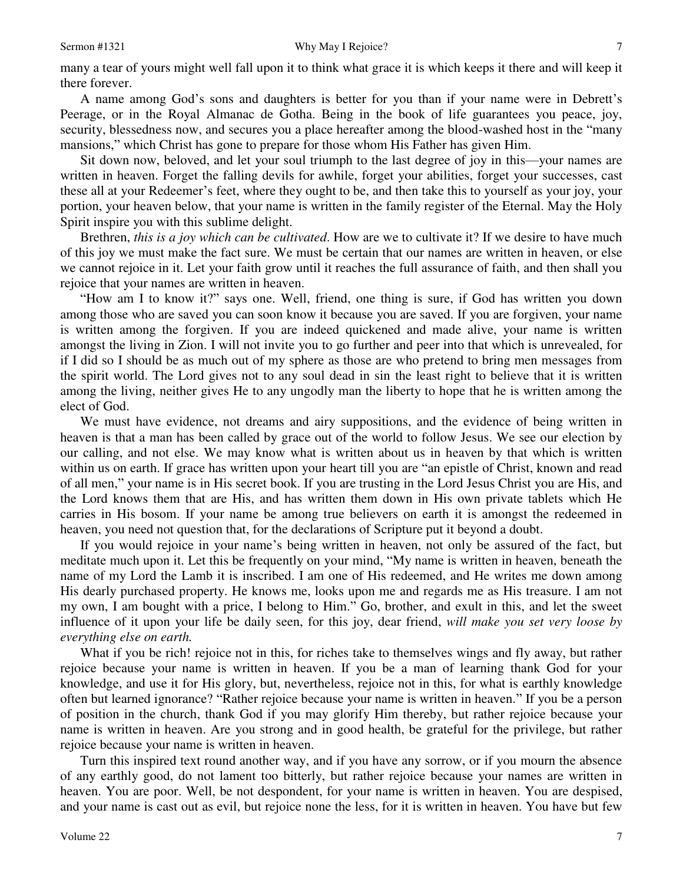many a tear of yours might well fall upon it to think what grace it is which keeps it there and will keep it there forever.

A name among God's sons and daughters is better for you than if your name were in Debrett's Peerage, or in the Royal Almanac de Gotha. Being in the book of life guarantees you peace, joy, security, blessedness now, and secures you a place hereafter among the blood-washed host in the "many mansions," which Christ has gone to prepare for those whom His Father has given Him.

Sit down now, beloved, and let your soul triumph to the last degree of joy in this—your names are written in heaven. Forget the falling devils for awhile, forget your abilities, forget your successes, cast these all at your Redeemer's feet, where they ought to be, and then take this to yourself as your joy, your portion, your heaven below, that your name is written in the family register of the Eternal. May the Holy Spirit inspire you with this sublime delight.

Brethren, *this is a joy which can be cultivated*. How are we to cultivate it? If we desire to have much of this joy we must make the fact sure. We must be certain that our names are written in heaven, or else we cannot rejoice in it. Let your faith grow until it reaches the full assurance of faith, and then shall you rejoice that your names are written in heaven.

"How am I to know it?" says one. Well, friend, one thing is sure, if God has written you down among those who are saved you can soon know it because you are saved. If you are forgiven, your name is written among the forgiven. If you are indeed quickened and made alive, your name is written amongst the living in Zion. I will not invite you to go further and peer into that which is unrevealed, for if I did so I should be as much out of my sphere as those are who pretend to bring men messages from the spirit world. The Lord gives not to any soul dead in sin the least right to believe that it is written among the living, neither gives He to any ungodly man the liberty to hope that he is written among the elect of God.

We must have evidence, not dreams and airy suppositions, and the evidence of being written in heaven is that a man has been called by grace out of the world to follow Jesus. We see our election by our calling, and not else. We may know what is written about us in heaven by that which is written within us on earth. If grace has written upon your heart till you are "an epistle of Christ, known and read of all men," your name is in His secret book. If you are trusting in the Lord Jesus Christ you are His, and the Lord knows them that are His, and has written them down in His own private tablets which He carries in His bosom. If your name be among true believers on earth it is amongst the redeemed in heaven, you need not question that, for the declarations of Scripture put it beyond a doubt.

If you would rejoice in your name's being written in heaven, not only be assured of the fact, but meditate much upon it. Let this be frequently on your mind, "My name is written in heaven, beneath the name of my Lord the Lamb it is inscribed. I am one of His redeemed, and He writes me down among His dearly purchased property. He knows me, looks upon me and regards me as His treasure. I am not my own, I am bought with a price, I belong to Him." Go, brother, and exult in this, and let the sweet influence of it upon your life be daily seen, for this joy, dear friend, *will make you set very loose by everything else on earth.*

What if you be rich! rejoice not in this, for riches take to themselves wings and fly away, but rather rejoice because your name is written in heaven. If you be a man of learning thank God for your knowledge, and use it for His glory, but, nevertheless, rejoice not in this, for what is earthly knowledge often but learned ignorance? "Rather rejoice because your name is written in heaven." If you be a person of position in the church, thank God if you may glorify Him thereby, but rather rejoice because your name is written in heaven. Are you strong and in good health, be grateful for the privilege, but rather rejoice because your name is written in heaven.

Turn this inspired text round another way, and if you have any sorrow, or if you mourn the absence of any earthly good, do not lament too bitterly, but rather rejoice because your names are written in heaven. You are poor. Well, be not despondent, for your name is written in heaven. You are despised, and your name is cast out as evil, but rejoice none the less, for it is written in heaven. You have but few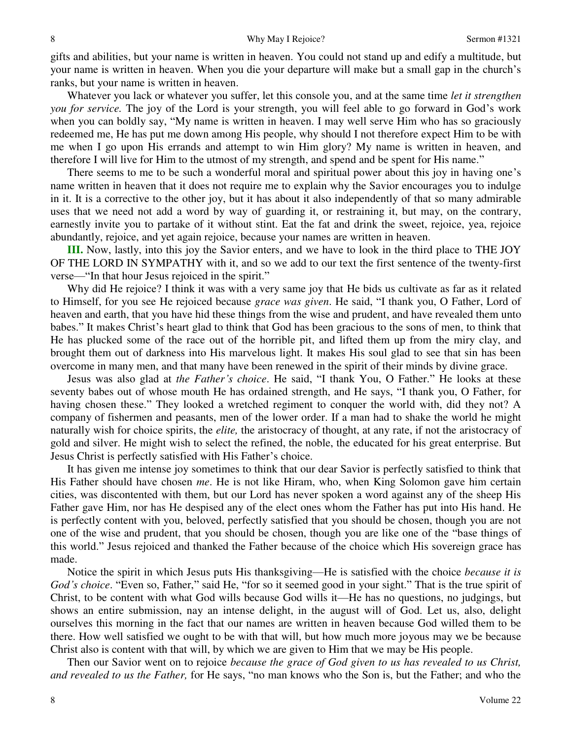gifts and abilities, but your name is written in heaven. You could not stand up and edify a multitude, but your name is written in heaven. When you die your departure will make but a small gap in the church's ranks, but your name is written in heaven.

Whatever you lack or whatever you suffer, let this console you, and at the same time *let it strengthen you for service.* The joy of the Lord is your strength, you will feel able to go forward in God's work when you can boldly say, "My name is written in heaven. I may well serve Him who has so graciously redeemed me, He has put me down among His people, why should I not therefore expect Him to be with me when I go upon His errands and attempt to win Him glory? My name is written in heaven, and therefore I will live for Him to the utmost of my strength, and spend and be spent for His name."

There seems to me to be such a wonderful moral and spiritual power about this joy in having one's name written in heaven that it does not require me to explain why the Savior encourages you to indulge in it. It is a corrective to the other joy, but it has about it also independently of that so many admirable uses that we need not add a word by way of guarding it, or restraining it, but may, on the contrary, earnestly invite you to partake of it without stint. Eat the fat and drink the sweet, rejoice, yea, rejoice abundantly, rejoice, and yet again rejoice, because your names are written in heaven.

**III.** Now, lastly, into this joy the Savior enters, and we have to look in the third place to THE JOY OF THE LORD IN SYMPATHY with it, and so we add to our text the first sentence of the twenty-first verse—"In that hour Jesus rejoiced in the spirit."

Why did He rejoice? I think it was with a very same joy that He bids us cultivate as far as it related to Himself, for you see He rejoiced because *grace was given*. He said, "I thank you, O Father, Lord of heaven and earth, that you have hid these things from the wise and prudent, and have revealed them unto babes." It makes Christ's heart glad to think that God has been gracious to the sons of men, to think that He has plucked some of the race out of the horrible pit, and lifted them up from the miry clay, and brought them out of darkness into His marvelous light. It makes His soul glad to see that sin has been overcome in many men, and that many have been renewed in the spirit of their minds by divine grace.

Jesus was also glad at *the Father's choice*. He said, "I thank You, O Father." He looks at these seventy babes out of whose mouth He has ordained strength, and He says, "I thank you, O Father, for having chosen these." They looked a wretched regiment to conquer the world with, did they not? A company of fishermen and peasants, men of the lower order. If a man had to shake the world he might naturally wish for choice spirits, the *elite,* the aristocracy of thought, at any rate, if not the aristocracy of gold and silver. He might wish to select the refined, the noble, the educated for his great enterprise. But Jesus Christ is perfectly satisfied with His Father's choice.

It has given me intense joy sometimes to think that our dear Savior is perfectly satisfied to think that His Father should have chosen *me*. He is not like Hiram, who, when King Solomon gave him certain cities, was discontented with them, but our Lord has never spoken a word against any of the sheep His Father gave Him, nor has He despised any of the elect ones whom the Father has put into His hand. He is perfectly content with you, beloved, perfectly satisfied that you should be chosen, though you are not one of the wise and prudent, that you should be chosen, though you are like one of the "base things of this world." Jesus rejoiced and thanked the Father because of the choice which His sovereign grace has made.

Notice the spirit in which Jesus puts His thanksgiving—He is satisfied with the choice *because it is God's choice*. "Even so, Father," said He, "for so it seemed good in your sight." That is the true spirit of Christ, to be content with what God wills because God wills it—He has no questions, no judgings, but shows an entire submission, nay an intense delight, in the august will of God. Let us, also, delight ourselves this morning in the fact that our names are written in heaven because God willed them to be there. How well satisfied we ought to be with that will, but how much more joyous may we be because Christ also is content with that will, by which we are given to Him that we may be His people.

Then our Savior went on to rejoice *because the grace of God given to us has revealed to us Christ, and revealed to us the Father,* for He says, "no man knows who the Son is, but the Father; and who the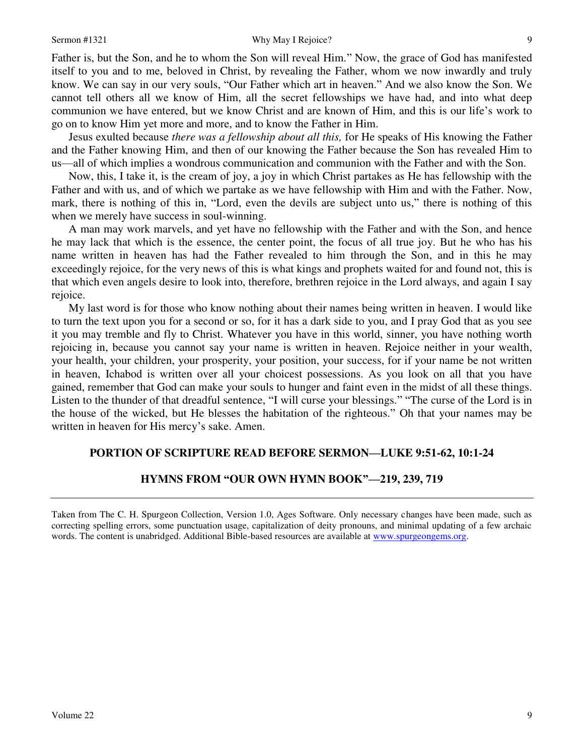Father is, but the Son, and he to whom the Son will reveal Him." Now, the grace of God has manifested itself to you and to me, beloved in Christ, by revealing the Father, whom we now inwardly and truly know. We can say in our very souls, "Our Father which art in heaven." And we also know the Son. We cannot tell others all we know of Him, all the secret fellowships we have had, and into what deep communion we have entered, but we know Christ and are known of Him, and this is our life's work to go on to know Him yet more and more, and to know the Father in Him.

Jesus exulted because *there was a fellowship about all this,* for He speaks of His knowing the Father and the Father knowing Him, and then of our knowing the Father because the Son has revealed Him to us—all of which implies a wondrous communication and communion with the Father and with the Son.

Now, this, I take it, is the cream of joy, a joy in which Christ partakes as He has fellowship with the Father and with us, and of which we partake as we have fellowship with Him and with the Father. Now, mark, there is nothing of this in, "Lord, even the devils are subject unto us," there is nothing of this when we merely have success in soul-winning.

A man may work marvels, and yet have no fellowship with the Father and with the Son, and hence he may lack that which is the essence, the center point, the focus of all true joy. But he who has his name written in heaven has had the Father revealed to him through the Son, and in this he may exceedingly rejoice, for the very news of this is what kings and prophets waited for and found not, this is that which even angels desire to look into, therefore, brethren rejoice in the Lord always, and again I say rejoice.

My last word is for those who know nothing about their names being written in heaven. I would like to turn the text upon you for a second or so, for it has a dark side to you, and I pray God that as you see it you may tremble and fly to Christ. Whatever you have in this world, sinner, you have nothing worth rejoicing in, because you cannot say your name is written in heaven. Rejoice neither in your wealth, your health, your children, your prosperity, your position, your success, for if your name be not written in heaven, Ichabod is written over all your choicest possessions. As you look on all that you have gained, remember that God can make your souls to hunger and faint even in the midst of all these things. Listen to the thunder of that dreadful sentence, "I will curse your blessings." "The curse of the Lord is in the house of the wicked, but He blesses the habitation of the righteous." Oh that your names may be written in heaven for His mercy's sake. Amen.

## PORTION OF SCRIPTURE READ BEFORE SERMON—LUKE 9:51-62, 10:1-24

## HYMNS FROM "OUR OWN HYMN BOOK"—219, 239, 719

---

Taken from The C. H. Spurgeon Collection, Version 1.0, Ages Software. Only necessary changes have been made, such as correcting spelling errors, some punctuation usage, capitalization of deity pronouns, and minimal updating of a few archaic words. The content is unabridged. Additional Bible-based resources are available at www.spurgeongems.org.